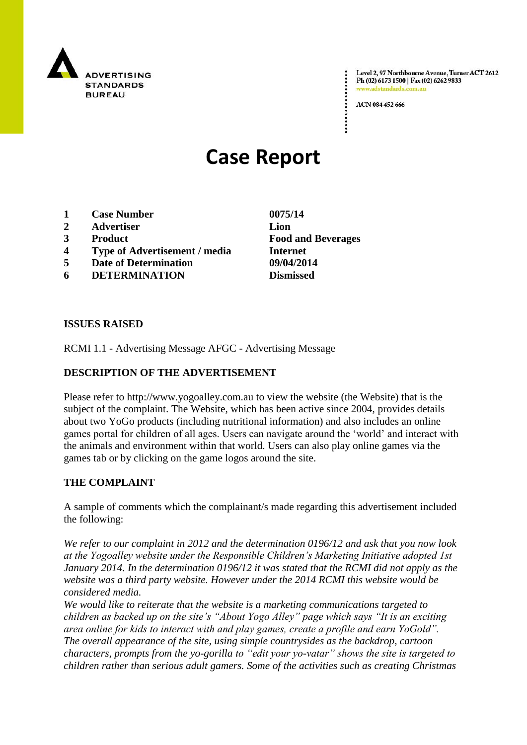ADVERTISING STANDARDS BUREAU

Level 2, 97 Northbourne Avenue, Turner ACT 2612
Ph (02) 6173 1500 | Fax (02) 6262 9833
www.adstandards.com.au

ACN 084 452 666

# Case Report

| | | |
|---|---|---|
| **1** | **Case Number** | **0075/14** |
| **2** | **Advertiser** | **Lion** |
| **3** | **Product** | **Food and Beverages** |
| **4** | **Type of Advertisement / media** | **Internet** |
| **5** | **Date of Determination** | **09/04/2014** |
| **6** | **DETERMINATION** | **Dismissed** |

## ISSUES RAISED

RCMI 1.1 - Advertising Message AFGC - Advertising Message

## DESCRIPTION OF THE ADVERTISEMENT

Please refer to http://www.yogoalley.com.au to view the website (the Website) that is the subject of the complaint. The Website, which has been active since 2004, provides details about two YoGo products (including nutritional information) and also includes an online games portal for children of all ages. Users can navigate around the 'world' and interact with the animals and environment within that world. Users can also play online games via the games tab or by clicking on the game logos around the site.

## THE COMPLAINT

A sample of comments which the complainant/s made regarding this advertisement included the following:

*We refer to our complaint in 2012 and the determination 0196/12 and ask that you now look at the Yogoalley website under the Responsible Children's Marketing Initiative adopted 1st January 2014. In the determination 0196/12 it was stated that the RCMI did not apply as the website was a third party website. However under the 2014 RCMI this website would be considered media.*

*We would like to reiterate that the website is a marketing communications targeted to children as backed up on the site's "About Yogo Alley" page which says "It is an exciting area online for kids to interact with and play games, create a profile and earn YoGold". The overall appearance of the site, using simple countrysides as the backdrop, cartoon characters, prompts from the yo-gorilla to "edit your yo-vatar" shows the site is targeted to children rather than serious adult gamers. Some of the activities such as creating Christmas*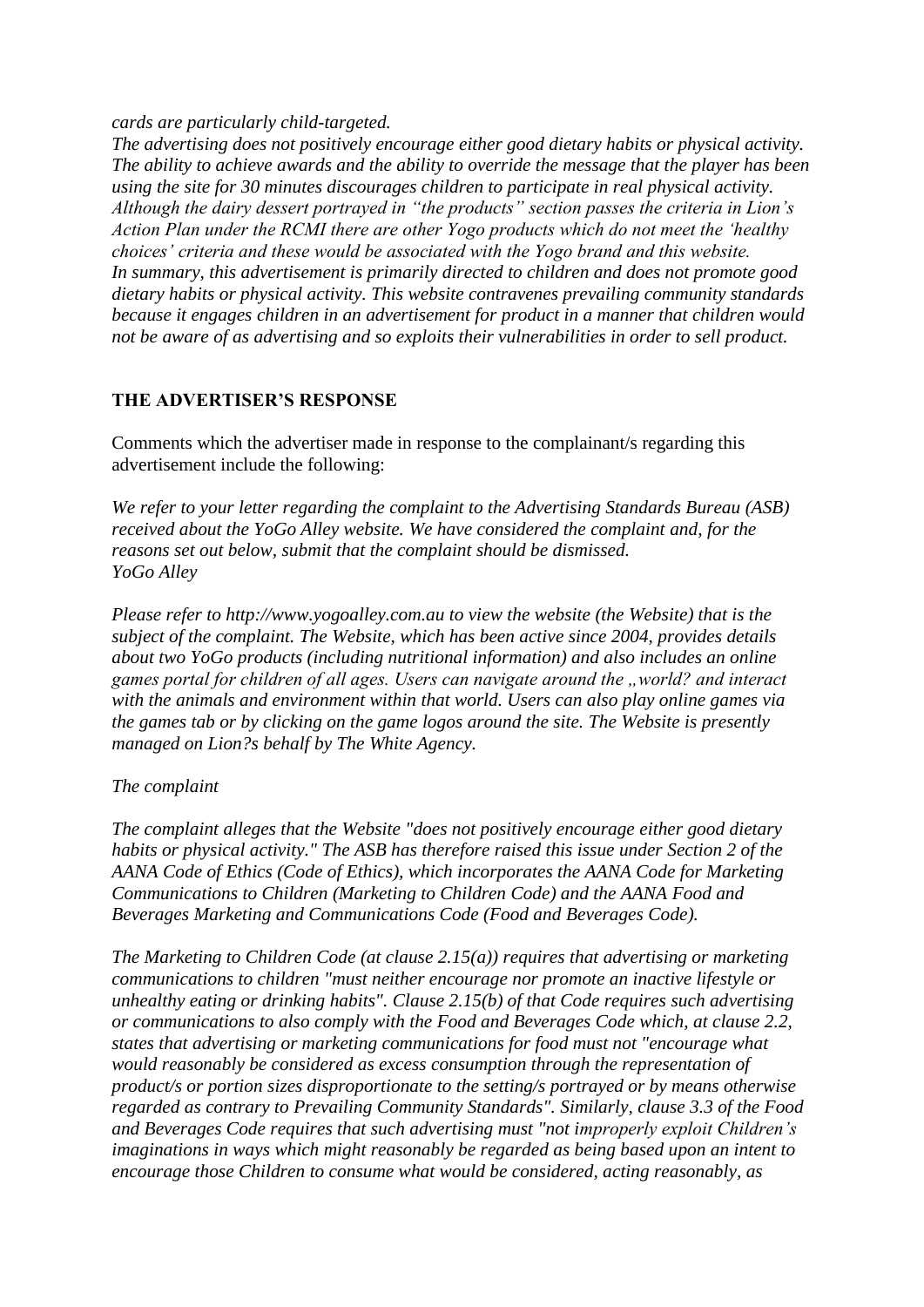*cards are particularly child-targeted.*
*The advertising does not positively encourage either good dietary habits or physical activity. The ability to achieve awards and the ability to override the message that the player has been using the site for 30 minutes discourages children to participate in real physical activity. Although the dairy dessert portrayed in "the products" section passes the criteria in Lion's Action Plan under the RCMI there are other Yogo products which do not meet the 'healthy choices' criteria and these would be associated with the Yogo brand and this website. In summary, this advertisement is primarily directed to children and does not promote good dietary habits or physical activity. This website contravenes prevailing community standards because it engages children in an advertisement for product in a manner that children would not be aware of as advertising and so exploits their vulnerabilities in order to sell product.*

## THE ADVERTISER'S RESPONSE

Comments which the advertiser made in response to the complainant/s regarding this advertisement include the following:

*We refer to your letter regarding the complaint to the Advertising Standards Bureau (ASB) received about the YoGo Alley website. We have considered the complaint and, for the reasons set out below, submit that the complaint should be dismissed.*
*YoGo Alley*

*Please refer to http://www.yogoalley.com.au to view the website (the Website) that is the subject of the complaint. The Website, which has been active since 2004, provides details about two YoGo products (including nutritional information) and also includes an online games portal for children of all ages. Users can navigate around the „world? and interact with the animals and environment within that world. Users can also play online games via the games tab or by clicking on the game logos around the site. The Website is presently managed on Lion?s behalf by The White Agency.*

*The complaint*

*The complaint alleges that the Website "does not positively encourage either good dietary habits or physical activity." The ASB has therefore raised this issue under Section 2 of the AANA Code of Ethics (Code of Ethics), which incorporates the AANA Code for Marketing Communications to Children (Marketing to Children Code) and the AANA Food and Beverages Marketing and Communications Code (Food and Beverages Code).*

*The Marketing to Children Code (at clause 2.15(a)) requires that advertising or marketing communications to children "must neither encourage nor promote an inactive lifestyle or unhealthy eating or drinking habits". Clause 2.15(b) of that Code requires such advertising or communications to also comply with the Food and Beverages Code which, at clause 2.2, states that advertising or marketing communications for food must not "encourage what would reasonably be considered as excess consumption through the representation of product/s or portion sizes disproportionate to the setting/s portrayed or by means otherwise regarded as contrary to Prevailing Community Standards". Similarly, clause 3.3 of the Food and Beverages Code requires that such advertising must "not improperly exploit Children's imaginations in ways which might reasonably be regarded as being based upon an intent to encourage those Children to consume what would be considered, acting reasonably, as*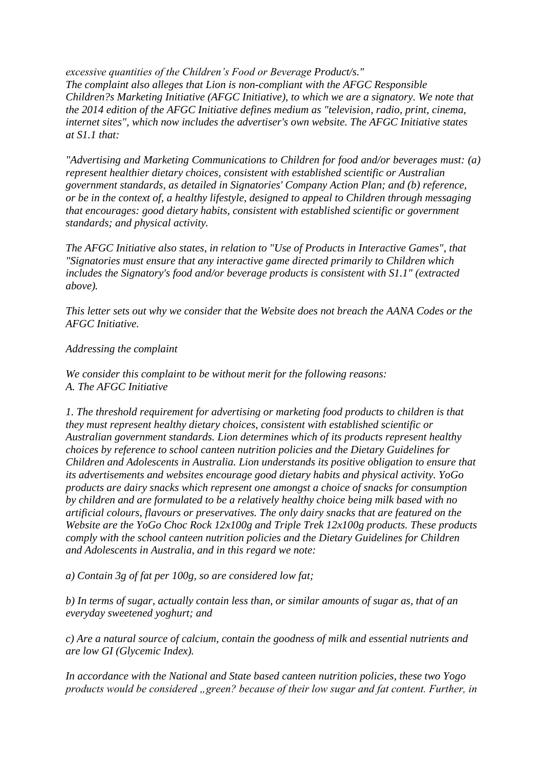*excessive quantities of the Children's Food or Beverage Product/s."*
*The complaint also alleges that Lion is non-compliant with the AFGC Responsible Children?s Marketing Initiative (AFGC Initiative), to which we are a signatory. We note that the 2014 edition of the AFGC Initiative defines medium as "television, radio, print, cinema, internet sites", which now includes the advertiser's own website. The AFGC Initiative states at S1.1 that:*

*"Advertising and Marketing Communications to Children for food and/or beverages must: (a) represent healthier dietary choices, consistent with established scientific or Australian government standards, as detailed in Signatories' Company Action Plan; and (b) reference, or be in the context of, a healthy lifestyle, designed to appeal to Children through messaging that encourages: good dietary habits, consistent with established scientific or government standards; and physical activity.*

*The AFGC Initiative also states, in relation to "Use of Products in Interactive Games", that "Signatories must ensure that any interactive game directed primarily to Children which includes the Signatory's food and/or beverage products is consistent with S1.1" (extracted above).*

*This letter sets out why we consider that the Website does not breach the AANA Codes or the AFGC Initiative.*

*Addressing the complaint*

*We consider this complaint to be without merit for the following reasons:*
*A. The AFGC Initiative*

*1. The threshold requirement for advertising or marketing food products to children is that they must represent healthy dietary choices, consistent with established scientific or Australian government standards. Lion determines which of its products represent healthy choices by reference to school canteen nutrition policies and the Dietary Guidelines for Children and Adolescents in Australia. Lion understands its positive obligation to ensure that its advertisements and websites encourage good dietary habits and physical activity. YoGo products are dairy snacks which represent one amongst a choice of snacks for consumption by children and are formulated to be a relatively healthy choice being milk based with no artificial colours, flavours or preservatives. The only dairy snacks that are featured on the Website are the YoGo Choc Rock 12x100g and Triple Trek 12x100g products. These products comply with the school canteen nutrition policies and the Dietary Guidelines for Children and Adolescents in Australia, and in this regard we note:*

*a) Contain 3g of fat per 100g, so are considered low fat;*

*b) In terms of sugar, actually contain less than, or similar amounts of sugar as, that of an everyday sweetened yoghurt; and*

*c) Are a natural source of calcium, contain the goodness of milk and essential nutrients and are low GI (Glycemic Index).*

*In accordance with the National and State based canteen nutrition policies, these two Yogo products would be considered „green? because of their low sugar and fat content. Further, in*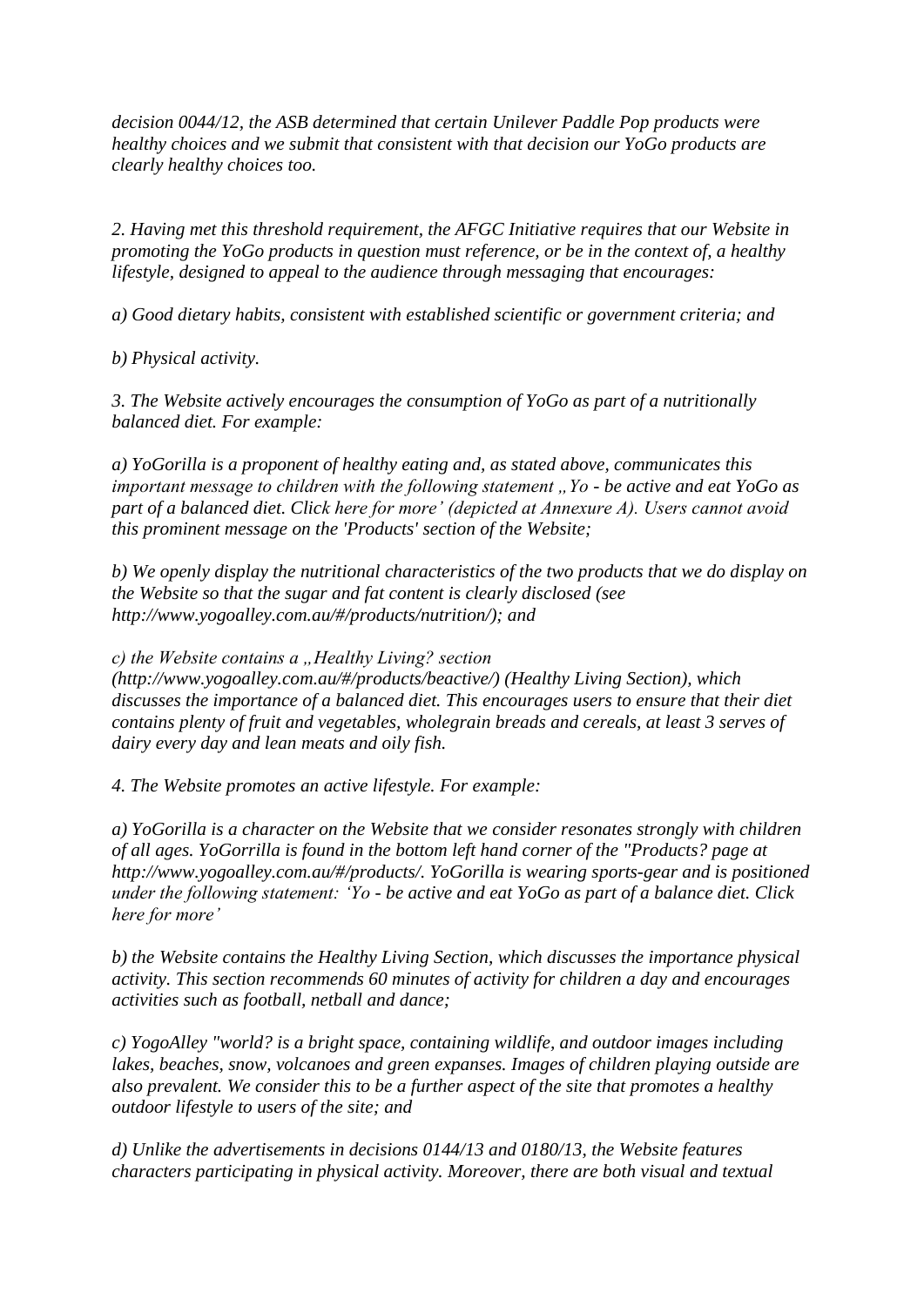*decision 0044/12, the ASB determined that certain Unilever Paddle Pop products were healthy choices and we submit that consistent with that decision our YoGo products are clearly healthy choices too.*

*2. Having met this threshold requirement, the AFGC Initiative requires that our Website in promoting the YoGo products in question must reference, or be in the context of, a healthy lifestyle, designed to appeal to the audience through messaging that encourages:*

*a) Good dietary habits, consistent with established scientific or government criteria; and*

*b) Physical activity.*

*3. The Website actively encourages the consumption of YoGo as part of a nutritionally balanced diet. For example:*

*a) YoGorilla is a proponent of healthy eating and, as stated above, communicates this important message to children with the following statement „Yo - be active and eat YoGo as part of a balanced diet. Click here for more' (depicted at Annexure A). Users cannot avoid this prominent message on the 'Products' section of the Website;*

*b) We openly display the nutritional characteristics of the two products that we do display on the Website so that the sugar and fat content is clearly disclosed (see http://www.yogoalley.com.au/#/products/nutrition/); and*

*c) the Website contains a „Healthy Living? section (http://www.yogoalley.com.au/#/products/beactive/) (Healthy Living Section), which discusses the importance of a balanced diet. This encourages users to ensure that their diet contains plenty of fruit and vegetables, wholegrain breads and cereals, at least 3 serves of dairy every day and lean meats and oily fish.*

*4. The Website promotes an active lifestyle. For example:*

*a) YoGorilla is a character on the Website that we consider resonates strongly with children of all ages. YoGorrilla is found in the bottom left hand corner of the "Products? page at http://www.yogoalley.com.au/#/products/. YoGorilla is wearing sports-gear and is positioned under the following statement: 'Yo - be active and eat YoGo as part of a balance diet. Click here for more'*

*b) the Website contains the Healthy Living Section, which discusses the importance physical activity. This section recommends 60 minutes of activity for children a day and encourages activities such as football, netball and dance;*

*c) YogoAlley "world? is a bright space, containing wildlife, and outdoor images including lakes, beaches, snow, volcanoes and green expanses. Images of children playing outside are also prevalent. We consider this to be a further aspect of the site that promotes a healthy outdoor lifestyle to users of the site; and*

*d) Unlike the advertisements in decisions 0144/13 and 0180/13, the Website features characters participating in physical activity. Moreover, there are both visual and textual*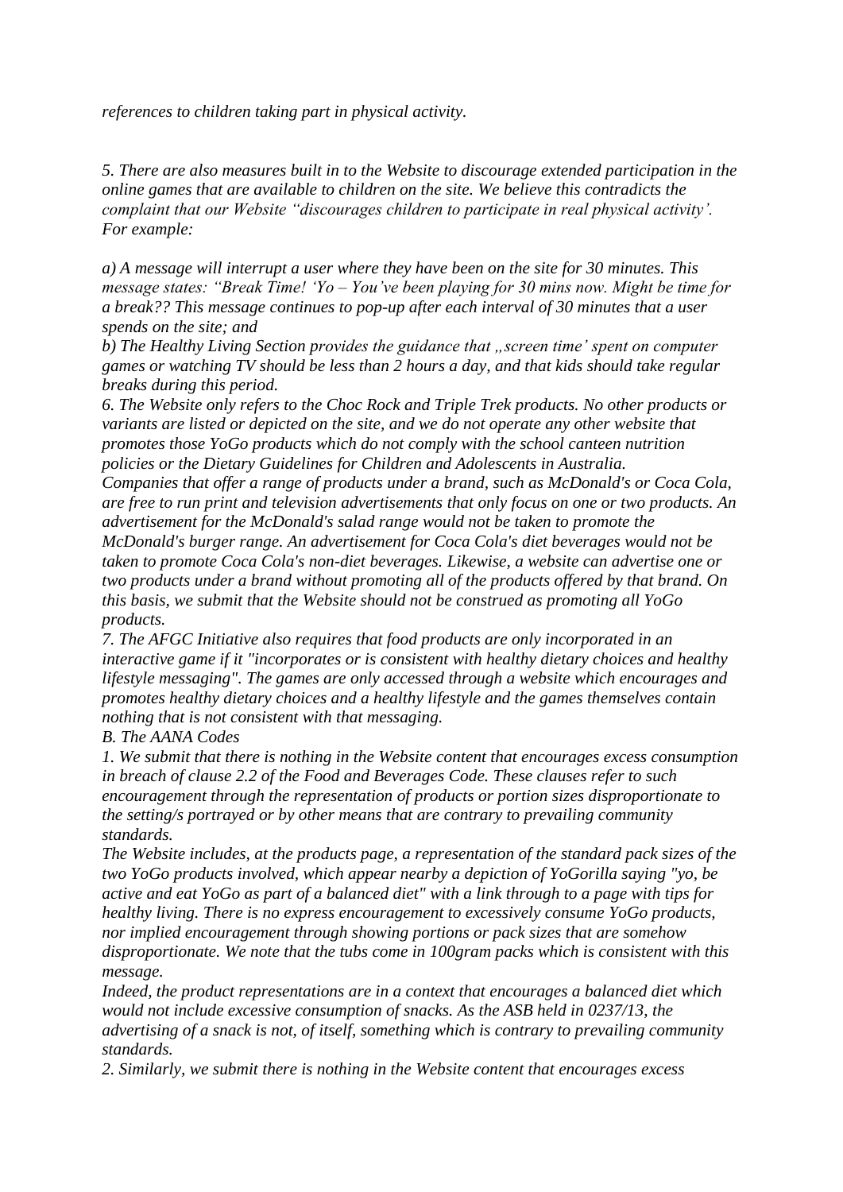*references to children taking part in physical activity.*

*5. There are also measures built in to the Website to discourage extended participation in the online games that are available to children on the site. We believe this contradicts the complaint that our Website "discourages children to participate in real physical activity'. For example:*

*a) A message will interrupt a user where they have been on the site for 30 minutes. This message states: "Break Time! 'Yo – You've been playing for 30 mins now. Might be time for a break?? This message continues to pop-up after each interval of 30 minutes that a user spends on the site; and*

*b) The Healthy Living Section provides the guidance that „screen time' spent on computer games or watching TV should be less than 2 hours a day, and that kids should take regular breaks during this period.*

*6. The Website only refers to the Choc Rock and Triple Trek products. No other products or variants are listed or depicted on the site, and we do not operate any other website that promotes those YoGo products which do not comply with the school canteen nutrition policies or the Dietary Guidelines for Children and Adolescents in Australia.*

*Companies that offer a range of products under a brand, such as McDonald's or Coca Cola, are free to run print and television advertisements that only focus on one or two products. An advertisement for the McDonald's salad range would not be taken to promote the McDonald's burger range. An advertisement for Coca Cola's diet beverages would not be taken to promote Coca Cola's non-diet beverages. Likewise, a website can advertise one or two products under a brand without promoting all of the products offered by that brand. On this basis, we submit that the Website should not be construed as promoting all YoGo products.*

*7. The AFGC Initiative also requires that food products are only incorporated in an interactive game if it "incorporates or is consistent with healthy dietary choices and healthy lifestyle messaging". The games are only accessed through a website which encourages and promotes healthy dietary choices and a healthy lifestyle and the games themselves contain nothing that is not consistent with that messaging.*

*B. The AANA Codes*

*1. We submit that there is nothing in the Website content that encourages excess consumption in breach of clause 2.2 of the Food and Beverages Code. These clauses refer to such encouragement through the representation of products or portion sizes disproportionate to the setting/s portrayed or by other means that are contrary to prevailing community standards.*

*The Website includes, at the products page, a representation of the standard pack sizes of the two YoGo products involved, which appear nearby a depiction of YoGorilla saying "yo, be active and eat YoGo as part of a balanced diet" with a link through to a page with tips for healthy living. There is no express encouragement to excessively consume YoGo products, nor implied encouragement through showing portions or pack sizes that are somehow disproportionate. We note that the tubs come in 100gram packs which is consistent with this message.*

*Indeed, the product representations are in a context that encourages a balanced diet which would not include excessive consumption of snacks. As the ASB held in 0237/13, the advertising of a snack is not, of itself, something which is contrary to prevailing community standards.*

*2. Similarly, we submit there is nothing in the Website content that encourages excess*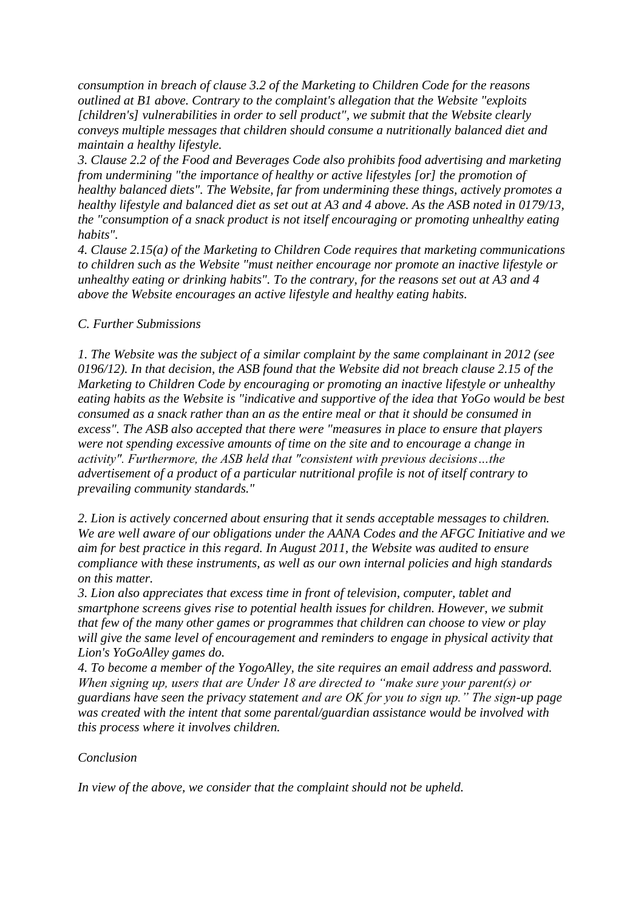*consumption in breach of clause 3.2 of the Marketing to Children Code for the reasons outlined at B1 above. Contrary to the complaint's allegation that the Website "exploits [children's] vulnerabilities in order to sell product", we submit that the Website clearly conveys multiple messages that children should consume a nutritionally balanced diet and maintain a healthy lifestyle.*

*3. Clause 2.2 of the Food and Beverages Code also prohibits food advertising and marketing from undermining "the importance of healthy or active lifestyles [or] the promotion of healthy balanced diets". The Website, far from undermining these things, actively promotes a healthy lifestyle and balanced diet as set out at A3 and 4 above. As the ASB noted in 0179/13, the "consumption of a snack product is not itself encouraging or promoting unhealthy eating habits".*

*4. Clause 2.15(a) of the Marketing to Children Code requires that marketing communications to children such as the Website "must neither encourage nor promote an inactive lifestyle or unhealthy eating or drinking habits". To the contrary, for the reasons set out at A3 and 4 above the Website encourages an active lifestyle and healthy eating habits.*

*C. Further Submissions*

*1. The Website was the subject of a similar complaint by the same complainant in 2012 (see 0196/12). In that decision, the ASB found that the Website did not breach clause 2.15 of the Marketing to Children Code by encouraging or promoting an inactive lifestyle or unhealthy eating habits as the Website is "indicative and supportive of the idea that YoGo would be best consumed as a snack rather than an as the entire meal or that it should be consumed in excess". The ASB also accepted that there were "measures in place to ensure that players were not spending excessive amounts of time on the site and to encourage a change in activity". Furthermore, the ASB held that "consistent with previous decisions…the advertisement of a product of a particular nutritional profile is not of itself contrary to prevailing community standards."*

*2. Lion is actively concerned about ensuring that it sends acceptable messages to children. We are well aware of our obligations under the AANA Codes and the AFGC Initiative and we aim for best practice in this regard. In August 2011, the Website was audited to ensure compliance with these instruments, as well as our own internal policies and high standards on this matter.*

*3. Lion also appreciates that excess time in front of television, computer, tablet and smartphone screens gives rise to potential health issues for children. However, we submit that few of the many other games or programmes that children can choose to view or play will give the same level of encouragement and reminders to engage in physical activity that Lion's YoGoAlley games do.*

*4. To become a member of the YogoAlley, the site requires an email address and password. When signing up, users that are Under 18 are directed to "make sure your parent(s) or guardians have seen the privacy statement and are OK for you to sign up." The sign-up page was created with the intent that some parental/guardian assistance would be involved with this process where it involves children.*

*Conclusion*

*In view of the above, we consider that the complaint should not be upheld.*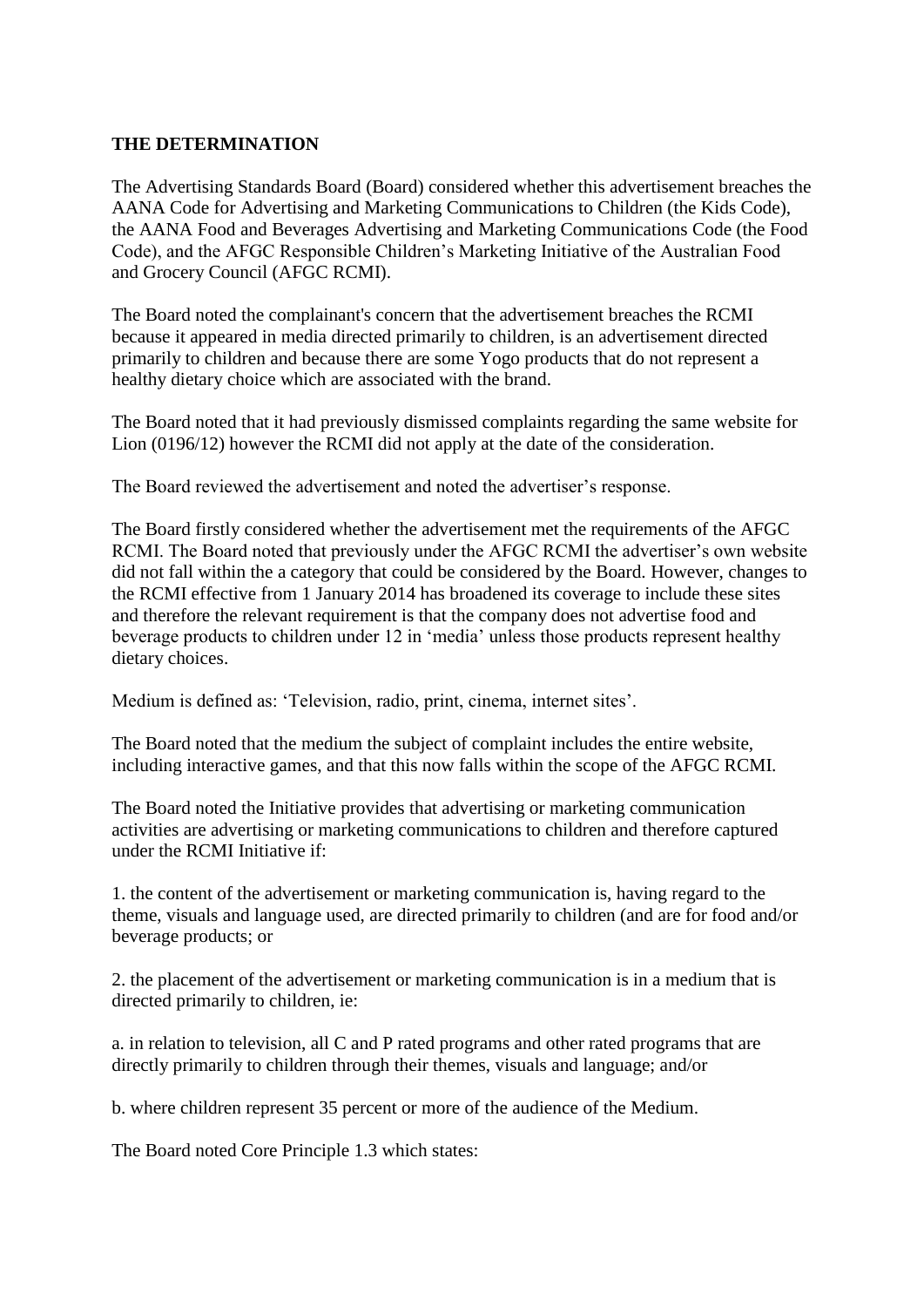**THE DETERMINATION**

The Advertising Standards Board (Board) considered whether this advertisement breaches the AANA Code for Advertising and Marketing Communications to Children (the Kids Code), the AANA Food and Beverages Advertising and Marketing Communications Code (the Food Code), and the AFGC Responsible Children's Marketing Initiative of the Australian Food and Grocery Council (AFGC RCMI).

The Board noted the complainant's concern that the advertisement breaches the RCMI because it appeared in media directed primarily to children, is an advertisement directed primarily to children and because there are some Yogo products that do not represent a healthy dietary choice which are associated with the brand.

The Board noted that it had previously dismissed complaints regarding the same website for Lion (0196/12) however the RCMI did not apply at the date of the consideration.

The Board reviewed the advertisement and noted the advertiser's response.

The Board firstly considered whether the advertisement met the requirements of the AFGC RCMI. The Board noted that previously under the AFGC RCMI the advertiser's own website did not fall within the a category that could be considered by the Board. However, changes to the RCMI effective from 1 January 2014 has broadened its coverage to include these sites and therefore the relevant requirement is that the company does not advertise food and beverage products to children under 12 in 'media' unless those products represent healthy dietary choices.

Medium is defined as: 'Television, radio, print, cinema, internet sites'.

The Board noted that the medium the subject of complaint includes the entire website, including interactive games, and that this now falls within the scope of the AFGC RCMI.

The Board noted the Initiative provides that advertising or marketing communication activities are advertising or marketing communications to children and therefore captured under the RCMI Initiative if:

1. the content of the advertisement or marketing communication is, having regard to the theme, visuals and language used, are directed primarily to children (and are for food and/or beverage products; or

2. the placement of the advertisement or marketing communication is in a medium that is directed primarily to children, ie:

a. in relation to television, all C and P rated programs and other rated programs that are directly primarily to children through their themes, visuals and language; and/or

b. where children represent 35 percent or more of the audience of the Medium.

The Board noted Core Principle 1.3 which states: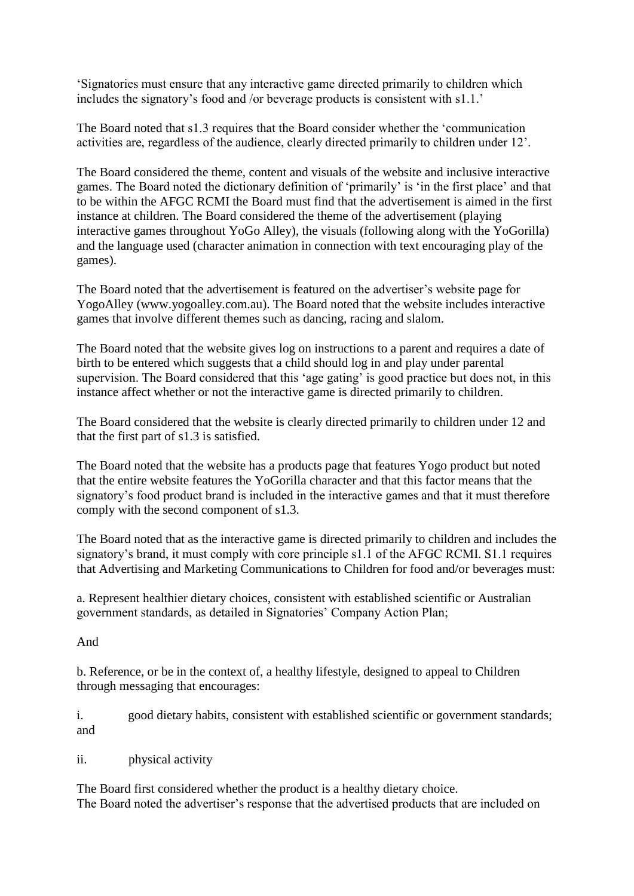'Signatories must ensure that any interactive game directed primarily to children which includes the signatory's food and /or beverage products is consistent with s1.1.'

The Board noted that s1.3 requires that the Board consider whether the 'communication activities are, regardless of the audience, clearly directed primarily to children under 12'.

The Board considered the theme, content and visuals of the website and inclusive interactive games. The Board noted the dictionary definition of 'primarily' is 'in the first place' and that to be within the AFGC RCMI the Board must find that the advertisement is aimed in the first instance at children. The Board considered the theme of the advertisement (playing interactive games throughout YoGo Alley), the visuals (following along with the YoGorilla) and the language used (character animation in connection with text encouraging play of the games).

The Board noted that the advertisement is featured on the advertiser's website page for YogoAlley (www.yogoalley.com.au). The Board noted that the website includes interactive games that involve different themes such as dancing, racing and slalom.

The Board noted that the website gives log on instructions to a parent and requires a date of birth to be entered which suggests that a child should log in and play under parental supervision. The Board considered that this 'age gating' is good practice but does not, in this instance affect whether or not the interactive game is directed primarily to children.

The Board considered that the website is clearly directed primarily to children under 12 and that the first part of s1.3 is satisfied.

The Board noted that the website has a products page that features Yogo product but noted that the entire website features the YoGorilla character and that this factor means that the signatory's food product brand is included in the interactive games and that it must therefore comply with the second component of s1.3.

The Board noted that as the interactive game is directed primarily to children and includes the signatory's brand, it must comply with core principle s1.1 of the AFGC RCMI. S1.1 requires that Advertising and Marketing Communications to Children for food and/or beverages must:

a. Represent healthier dietary choices, consistent with established scientific or Australian government standards, as detailed in Signatories' Company Action Plan;

And

b. Reference, or be in the context of, a healthy lifestyle, designed to appeal to Children through messaging that encourages:

i. good dietary habits, consistent with established scientific or government standards; and

ii. physical activity

The Board first considered whether the product is a healthy dietary choice.
The Board noted the advertiser's response that the advertised products that are included on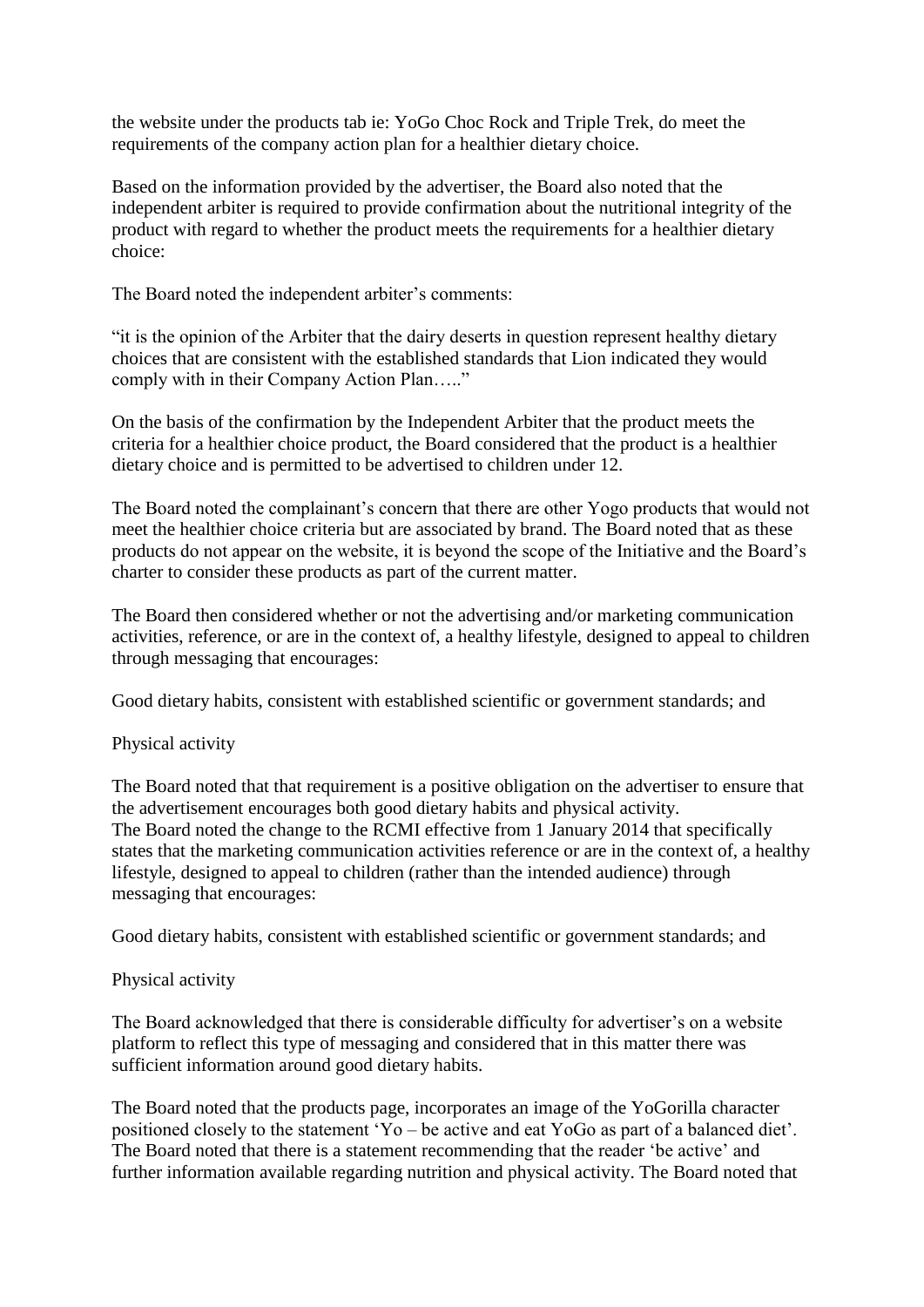the website under the products tab ie: YoGo Choc Rock and Triple Trek, do meet the requirements of the company action plan for a healthier dietary choice.

Based on the information provided by the advertiser, the Board also noted that the independent arbiter is required to provide confirmation about the nutritional integrity of the product with regard to whether the product meets the requirements for a healthier dietary choice:

The Board noted the independent arbiter's comments:

"it is the opinion of the Arbiter that the dairy deserts in question represent healthy dietary choices that are consistent with the established standards that Lion indicated they would comply with in their Company Action Plan….."

On the basis of the confirmation by the Independent Arbiter that the product meets the criteria for a healthier choice product, the Board considered that the product is a healthier dietary choice and is permitted to be advertised to children under 12.

The Board noted the complainant's concern that there are other Yogo products that would not meet the healthier choice criteria but are associated by brand. The Board noted that as these products do not appear on the website, it is beyond the scope of the Initiative and the Board's charter to consider these products as part of the current matter.

The Board then considered whether or not the advertising and/or marketing communication activities, reference, or are in the context of, a healthy lifestyle, designed to appeal to children through messaging that encourages:

Good dietary habits, consistent with established scientific or government standards; and

Physical activity

The Board noted that that requirement is a positive obligation on the advertiser to ensure that the advertisement encourages both good dietary habits and physical activity.
The Board noted the change to the RCMI effective from 1 January 2014 that specifically states that the marketing communication activities reference or are in the context of, a healthy lifestyle, designed to appeal to children (rather than the intended audience) through messaging that encourages:

Good dietary habits, consistent with established scientific or government standards; and

Physical activity

The Board acknowledged that there is considerable difficulty for advertiser's on a website platform to reflect this type of messaging and considered that in this matter there was sufficient information around good dietary habits.

The Board noted that the products page, incorporates an image of the YoGorilla character positioned closely to the statement 'Yo – be active and eat YoGo as part of a balanced diet'. The Board noted that there is a statement recommending that the reader 'be active' and further information available regarding nutrition and physical activity. The Board noted that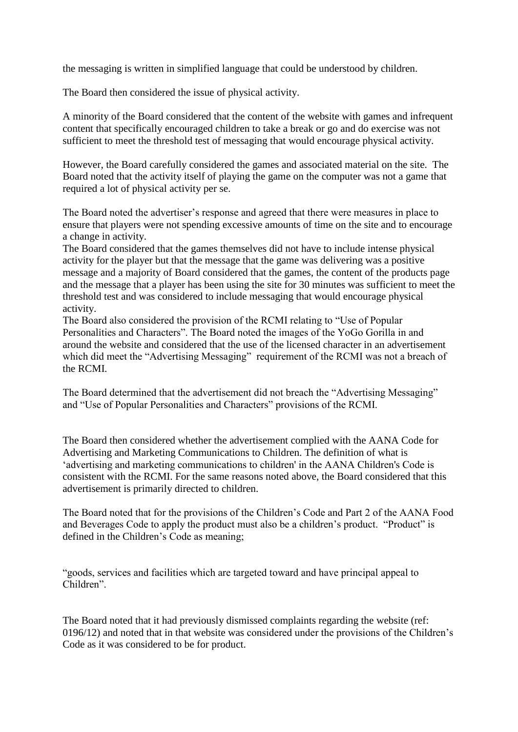the messaging is written in simplified language that could be understood by children.

The Board then considered the issue of physical activity.

A minority of the Board considered that the content of the website with games and infrequent content that specifically encouraged children to take a break or go and do exercise was not sufficient to meet the threshold test of messaging that would encourage physical activity.

However, the Board carefully considered the games and associated material on the site. The Board noted that the activity itself of playing the game on the computer was not a game that required a lot of physical activity per se.

The Board noted the advertiser's response and agreed that there were measures in place to ensure that players were not spending excessive amounts of time on the site and to encourage a change in activity.

The Board considered that the games themselves did not have to include intense physical activity for the player but that the message that the game was delivering was a positive message and a majority of Board considered that the games, the content of the products page and the message that a player has been using the site for 30 minutes was sufficient to meet the threshold test and was considered to include messaging that would encourage physical activity.

The Board also considered the provision of the RCMI relating to "Use of Popular Personalities and Characters". The Board noted the images of the YoGo Gorilla in and around the website and considered that the use of the licensed character in an advertisement which did meet the "Advertising Messaging" requirement of the RCMI was not a breach of the RCMI.

The Board determined that the advertisement did not breach the "Advertising Messaging" and "Use of Popular Personalities and Characters" provisions of the RCMI.

The Board then considered whether the advertisement complied with the AANA Code for Advertising and Marketing Communications to Children. The definition of what is 'advertising and marketing communications to children' in the AANA Children's Code is consistent with the RCMI. For the same reasons noted above, the Board considered that this advertisement is primarily directed to children.

The Board noted that for the provisions of the Children's Code and Part 2 of the AANA Food and Beverages Code to apply the product must also be a children's product. "Product" is defined in the Children's Code as meaning;

"goods, services and facilities which are targeted toward and have principal appeal to Children".

The Board noted that it had previously dismissed complaints regarding the website (ref: 0196/12) and noted that in that website was considered under the provisions of the Children's Code as it was considered to be for product.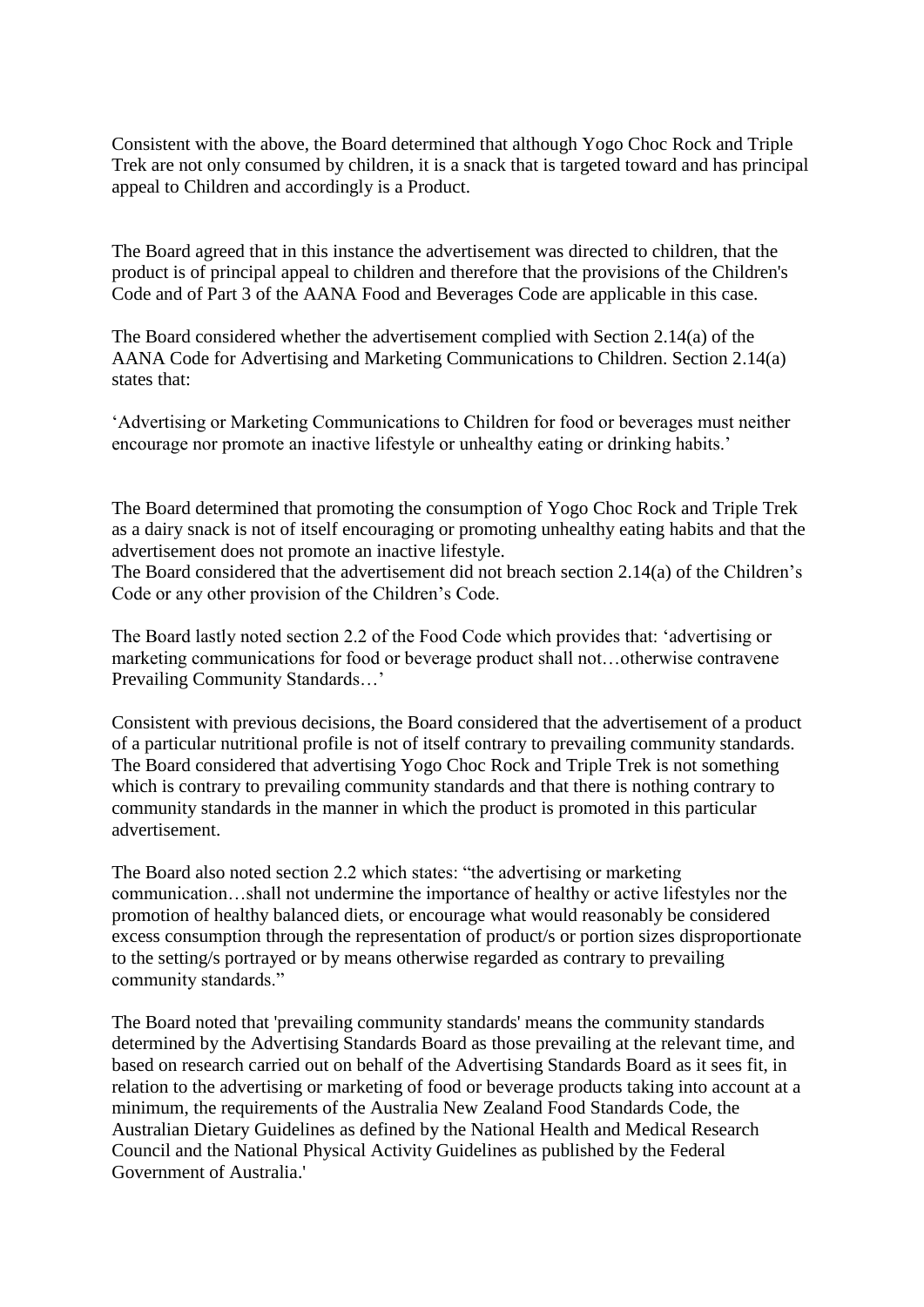Consistent with the above, the Board determined that although Yogo Choc Rock and Triple Trek are not only consumed by children, it is a snack that is targeted toward and has principal appeal to Children and accordingly is a Product.

The Board agreed that in this instance the advertisement was directed to children, that the product is of principal appeal to children and therefore that the provisions of the Children's Code and of Part 3 of the AANA Food and Beverages Code are applicable in this case.

The Board considered whether the advertisement complied with Section 2.14(a) of the AANA Code for Advertising and Marketing Communications to Children. Section 2.14(a) states that:

'Advertising or Marketing Communications to Children for food or beverages must neither encourage nor promote an inactive lifestyle or unhealthy eating or drinking habits.'

The Board determined that promoting the consumption of Yogo Choc Rock and Triple Trek as a dairy snack is not of itself encouraging or promoting unhealthy eating habits and that the advertisement does not promote an inactive lifestyle.
The Board considered that the advertisement did not breach section 2.14(a) of the Children's Code or any other provision of the Children's Code.

The Board lastly noted section 2.2 of the Food Code which provides that: 'advertising or marketing communications for food or beverage product shall not…otherwise contravene Prevailing Community Standards…'

Consistent with previous decisions, the Board considered that the advertisement of a product of a particular nutritional profile is not of itself contrary to prevailing community standards. The Board considered that advertising Yogo Choc Rock and Triple Trek is not something which is contrary to prevailing community standards and that there is nothing contrary to community standards in the manner in which the product is promoted in this particular advertisement.

The Board also noted section 2.2 which states: "the advertising or marketing communication…shall not undermine the importance of healthy or active lifestyles nor the promotion of healthy balanced diets, or encourage what would reasonably be considered excess consumption through the representation of product/s or portion sizes disproportionate to the setting/s portrayed or by means otherwise regarded as contrary to prevailing community standards."

The Board noted that 'prevailing community standards' means the community standards determined by the Advertising Standards Board as those prevailing at the relevant time, and based on research carried out on behalf of the Advertising Standards Board as it sees fit, in relation to the advertising or marketing of food or beverage products taking into account at a minimum, the requirements of the Australia New Zealand Food Standards Code, the Australian Dietary Guidelines as defined by the National Health and Medical Research Council and the National Physical Activity Guidelines as published by the Federal Government of Australia.'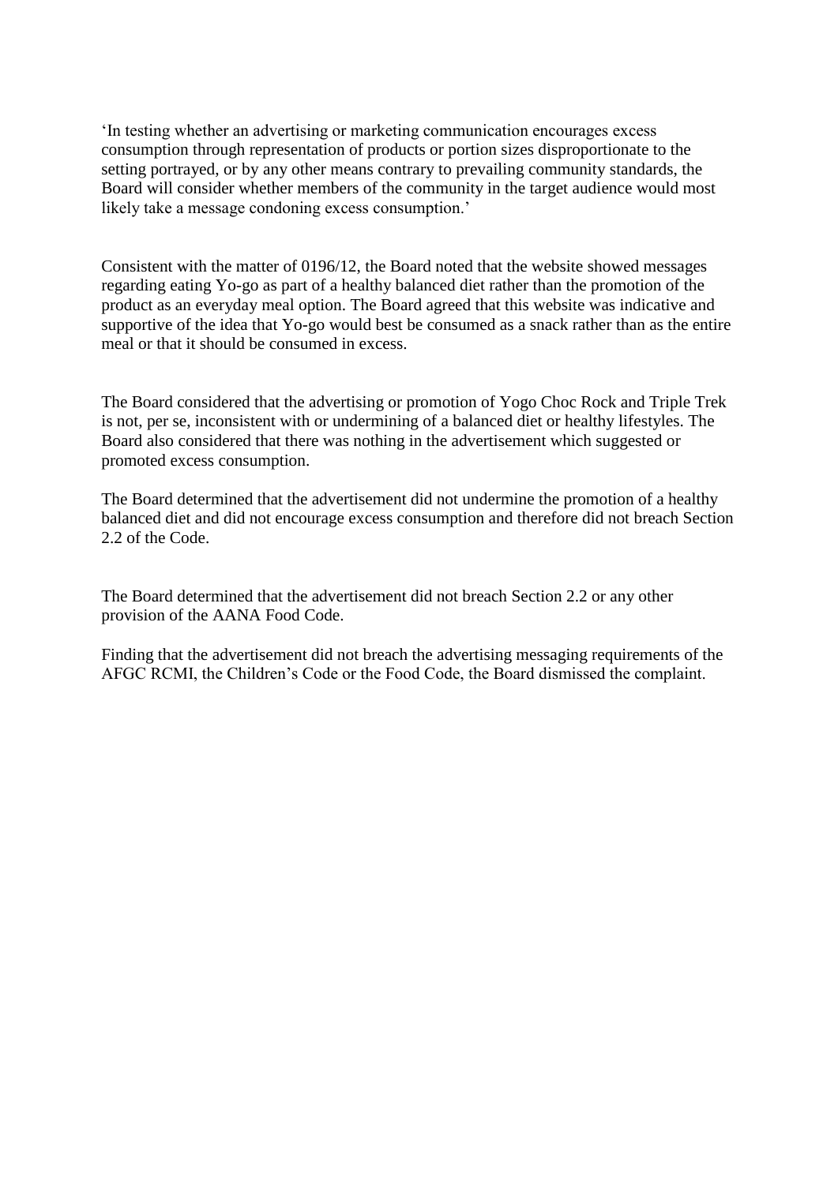'In testing whether an advertising or marketing communication encourages excess consumption through representation of products or portion sizes disproportionate to the setting portrayed, or by any other means contrary to prevailing community standards, the Board will consider whether members of the community in the target audience would most likely take a message condoning excess consumption.'

Consistent with the matter of 0196/12, the Board noted that the website showed messages regarding eating Yo-go as part of a healthy balanced diet rather than the promotion of the product as an everyday meal option. The Board agreed that this website was indicative and supportive of the idea that Yo-go would best be consumed as a snack rather than as the entire meal or that it should be consumed in excess.

The Board considered that the advertising or promotion of Yogo Choc Rock and Triple Trek is not, per se, inconsistent with or undermining of a balanced diet or healthy lifestyles. The Board also considered that there was nothing in the advertisement which suggested or promoted excess consumption.

The Board determined that the advertisement did not undermine the promotion of a healthy balanced diet and did not encourage excess consumption and therefore did not breach Section 2.2 of the Code.

The Board determined that the advertisement did not breach Section 2.2 or any other provision of the AANA Food Code.

Finding that the advertisement did not breach the advertising messaging requirements of the AFGC RCMI, the Children's Code or the Food Code, the Board dismissed the complaint.